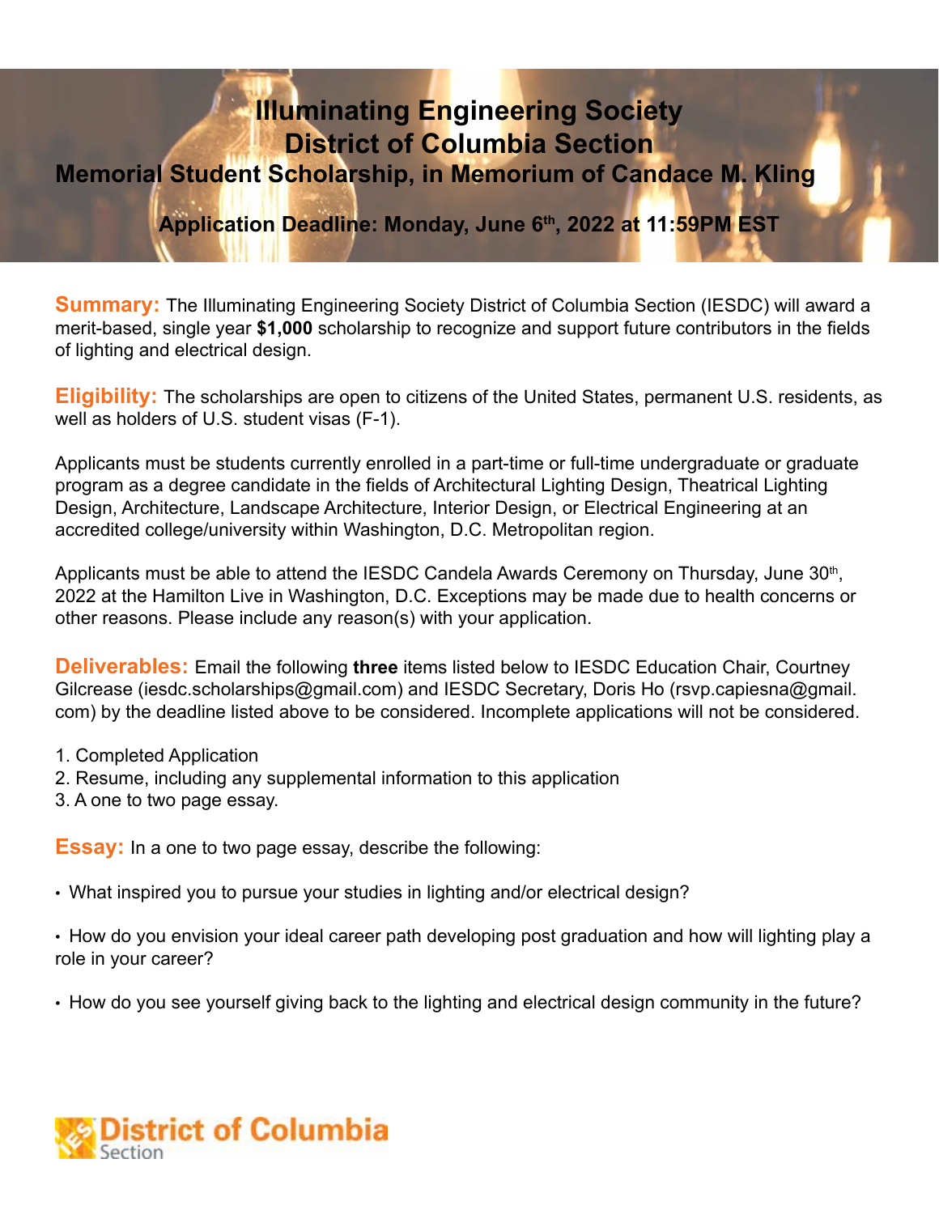# Illuminating Engineering Society
# District of Columbia Section
## Memorial Student Scholarship, in Memorium of Candace M. Kling

**Application Deadline: Monday, June 6th, 2022 at 11:59PM EST**

**Summary:** The Illuminating Engineering Society District of Columbia Section (IESDC) will award a merit-based, single year **$1,000** scholarship to recognize and support future contributors in the fields of lighting and electrical design.

**Eligibility:** The scholarships are open to citizens of the United States, permanent U.S. residents, as well as holders of U.S. student visas (F-1).

Applicants must be students currently enrolled in a part-time or full-time undergraduate or graduate program as a degree candidate in the fields of Architectural Lighting Design, Theatrical Lighting Design, Architecture, Landscape Architecture, Interior Design, or Electrical Engineering at an accredited college/university within Washington, D.C. Metropolitan region.

Applicants must be able to attend the IESDC Candela Awards Ceremony on Thursday, June 30th, 2022 at the Hamilton Live in Washington, D.C. Exceptions may be made due to health concerns or other reasons. Please include any reason(s) with your application.

**Deliverables:** Email the following **three** items listed below to IESDC Education Chair, Courtney Gilcrease (iesdc.scholarships@gmail.com) and IESDC Secretary, Doris Ho (rsvp.capiesna@gmail.com) by the deadline listed above to be considered. Incomplete applications will not be considered.

1. Completed Application
2. Resume, including any supplemental information to this application
3. A one to two page essay.

**Essay:** In a one to two page essay, describe the following:

- What inspired you to pursue your studies in lighting and/or electrical design?
- How do you envision your ideal career path developing post graduation and how will lighting play a role in your career?
- How do you see yourself giving back to the lighting and electrical design community in the future?

District of Columbia Section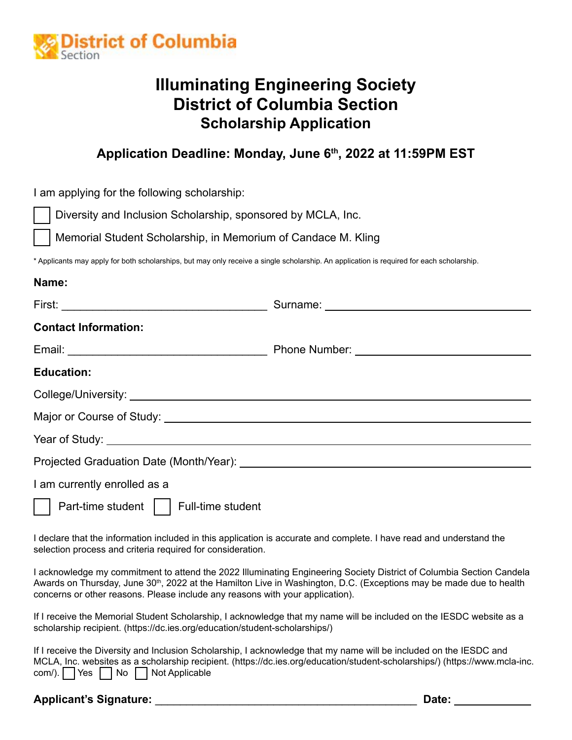District of Columbia Section

# Illuminating Engineering Society
# District of Columbia Section
## Scholarship Application

### Application Deadline: Monday, June 6th, 2022 at 11:59PM EST

I am applying for the following scholarship:

☐ Diversity and Inclusion Scholarship, sponsored by MCLA, Inc.

☐ Memorial Student Scholarship, in Memorium of Candace M. Kling

* Applicants may apply for both scholarships, but may only receive a single scholarship. An application is required for each scholarship.

**Name:**

First: ______________________________ Surname: ______________________________

**Contact Information:**

Email: ______________________________ Phone Number: ______________________________

**Education:**

College/University: ____________________________________________

Major or Course of Study: ____________________________________________

Year of Study: ____________________________________________

Projected Graduation Date (Month/Year): ____________________________________________

I am currently enrolled as a

☐ Part-time student ☐ Full-time student

I declare that the information included in this application is accurate and complete. I have read and understand the selection process and criteria required for consideration.

I acknowledge my commitment to attend the 2022 Illuminating Engineering Society District of Columbia Section Candela Awards on Thursday, June 30th, 2022 at the Hamilton Live in Washington, D.C. (Exceptions may be made due to health concerns or other reasons. Please include any reasons with your application).

If I receive the Memorial Student Scholarship, I acknowledge that my name will be included on the IESDC website as a scholarship recipient. (https://dc.ies.org/education/student-scholarships/)

If I receive the Diversity and Inclusion Scholarship, I acknowledge that my name will be included on the IESDC and MCLA, Inc. websites as a scholarship recipient. (https://dc.ies.org/education/student-scholarships/) (https://www.mcla-inc.com/). ☐ Yes ☐ No ☐ Not Applicable

**Applicant's Signature:** ____________________________________________ **Date:** ____________